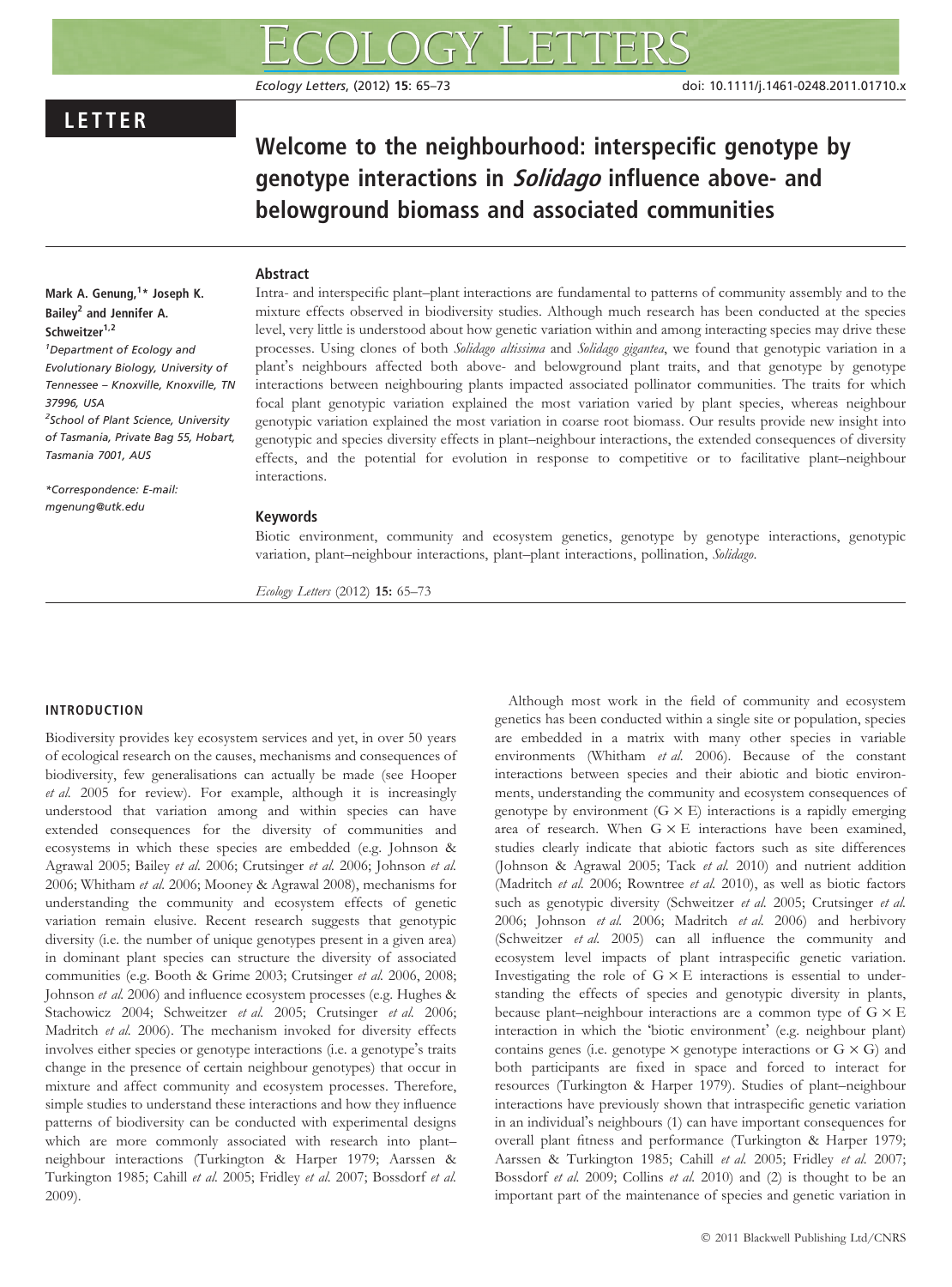## LETTER

# Welcome to the neighbourhood: interspecific genotype by genotype interactions in *Solidago* influence above- and belowground biomass and associated communities

**Mark A. Genung,[1]* Joseph K. Bailey[2] and Jennifer A. Schweitzer[1,2]**

[1]Department of Ecology and Evolutionary Biology, University of Tennessee – Knoxville, Knoxville, TN 37996, USA

[2]School of Plant Science, University of Tasmania, Private Bag 55, Hobart, Tasmania 7001, AUS

*Correspondence: E-mail: mgenung@utk.edu

### Abstract

Intra- and interspecific plant–plant interactions are fundamental to patterns of community assembly and to the mixture effects observed in biodiversity studies. Although much research has been conducted at the species level, very little is understood about how genetic variation within and among interacting species may drive these processes. Using clones of both *Solidago altissima* and *Solidago gigantea*, we found that genotypic variation in a plant's neighbours affected both above- and belowground plant traits, and that genotype by genotype interactions between neighbouring plants impacted associated pollinator communities. The traits for which focal plant genotypic variation explained the most variation varied by plant species, whereas neighbour genotypic variation explained the most variation in coarse root biomass. Our results provide new insight into genotypic and species diversity effects in plant–neighbour interactions, the extended consequences of diversity effects, and the potential for evolution in response to competitive or to facilitative plant–neighbour interactions.

### Keywords

Biotic environment, community and ecosystem genetics, genotype by genotype interactions, genotypic variation, plant–neighbour interactions, plant–plant interactions, pollination, *Solidago*.

*Ecology Letters* (2012) **15:** 65–73

## INTRODUCTION

Biodiversity provides key ecosystem services and yet, in over 50 years of ecological research on the causes, mechanisms and consequences of biodiversity, few generalisations can actually be made (see Hooper *et al.* 2005 for review). For example, although it is increasingly understood that variation among and within species can have extended consequences for the diversity of communities and ecosystems in which these species are embedded (e.g. Johnson & Agrawal 2005; Bailey *et al.* 2006; Crutsinger *et al.* 2006; Johnson *et al.* 2006; Whitham *et al.* 2006; Mooney & Agrawal 2008), mechanisms for understanding the community and ecosystem effects of genetic variation remain elusive. Recent research suggests that genotypic diversity (i.e. the number of unique genotypes present in a given area) in dominant plant species can structure the diversity of associated communities (e.g. Booth & Grime 2003; Crutsinger *et al.* 2006, 2008; Johnson *et al.* 2006) and influence ecosystem processes (e.g. Hughes & Stachowicz 2004; Schweitzer *et al.* 2005; Crutsinger *et al.* 2006; Madritch *et al.* 2006). The mechanism invoked for diversity effects involves either species or genotype interactions (i.e. a genotype's traits change in the presence of certain neighbour genotypes) that occur in mixture and affect community and ecosystem processes. Therefore, simple studies to understand these interactions and how they influence patterns of biodiversity can be conducted with experimental designs which are more commonly associated with research into plant–neighbour interactions (Turkington & Harper 1979; Aarssen & Turkington 1985; Cahill *et al.* 2005; Fridley *et al.* 2007; Bossdorf *et al.* 2009).

Although most work in the field of community and ecosystem genetics has been conducted within a single site or population, species are embedded in a matrix with many other species in variable environments (Whitham *et al.* 2006). Because of the constant interactions between species and their abiotic and biotic environments, understanding the community and ecosystem consequences of genotype by environment (G × E) interactions is a rapidly emerging area of research. When G × E interactions have been examined, studies clearly indicate that abiotic factors such as site differences (Johnson & Agrawal 2005; Tack *et al.* 2010) and nutrient addition (Madritch *et al.* 2006; Rowntree *et al.* 2010), as well as biotic factors such as genotypic diversity (Schweitzer *et al.* 2005; Crutsinger *et al.* 2006; Johnson *et al.* 2006; Madritch *et al.* 2006) and herbivory (Schweitzer *et al.* 2005) can all influence the community and ecosystem level impacts of plant intraspecific genetic variation. Investigating the role of G × E interactions is essential to understanding the effects of species and genotypic diversity in plants, because plant–neighbour interactions are a common type of G × E interaction in which the 'biotic environment' (e.g. neighbour plant) contains genes (i.e. genotype × genotype interactions or G × G) and both participants are fixed in space and forced to interact for resources (Turkington & Harper 1979). Studies of plant–neighbour interactions have previously shown that intraspecific genetic variation in an individual's neighbours (1) can have important consequences for overall plant fitness and performance (Turkington & Harper 1979; Aarssen & Turkington 1985; Cahill *et al.* 2005; Fridley *et al.* 2007; Bossdorf *et al.* 2009; Collins *et al.* 2010) and (2) is thought to be an important part of the maintenance of species and genetic variation in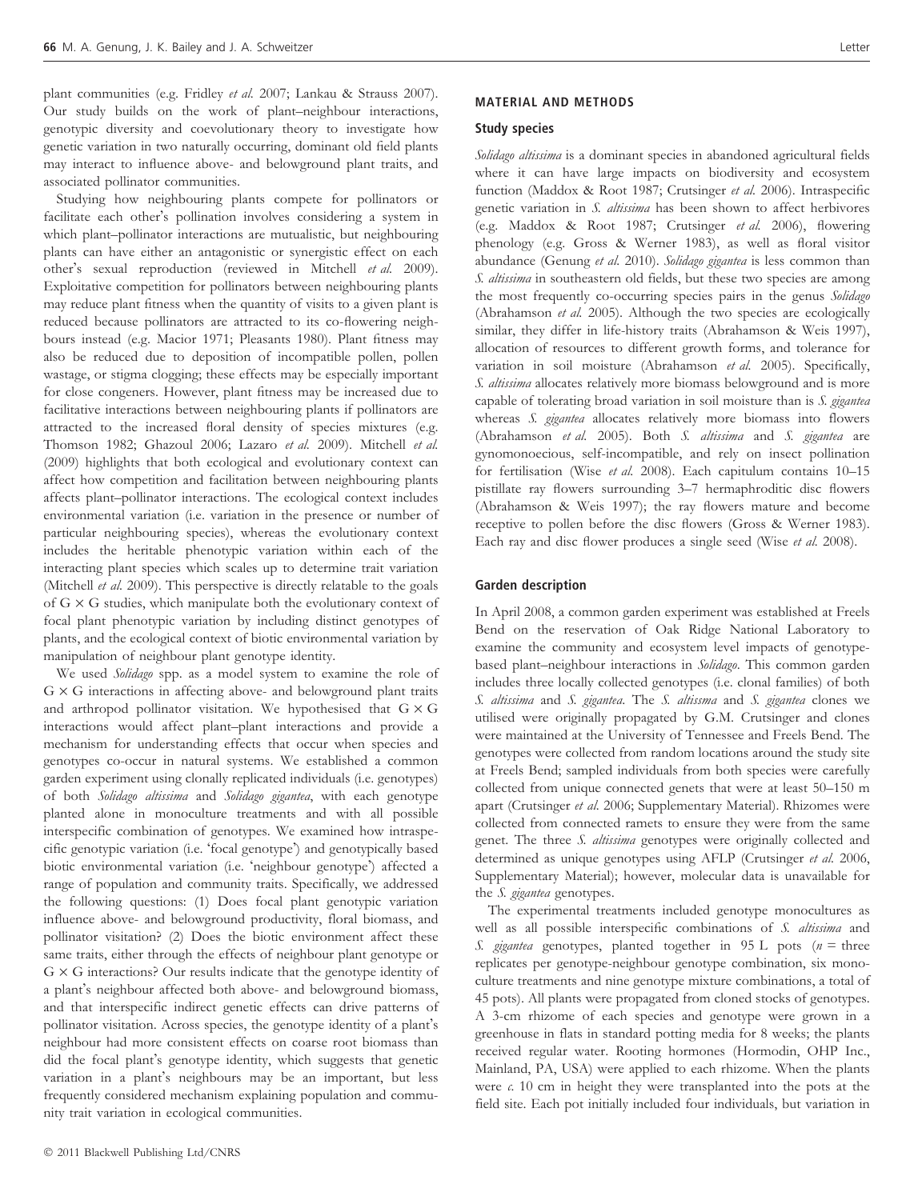plant communities (e.g. Fridley *et al.* 2007; Lankau & Strauss 2007). Our study builds on the work of plant–neighbour interactions, genotypic diversity and coevolutionary theory to investigate how genetic variation in two naturally occurring, dominant old field plants may interact to influence above- and belowground plant traits, and associated pollinator communities.

Studying how neighbouring plants compete for pollinators or facilitate each other's pollination involves considering a system in which plant–pollinator interactions are mutualistic, but neighbouring plants can have either an antagonistic or synergistic effect on each other's sexual reproduction (reviewed in Mitchell *et al.* 2009). Exploitative competition for pollinators between neighbouring plants may reduce plant fitness when the quantity of visits to a given plant is reduced because pollinators are attracted to its co-flowering neighbours instead (e.g. Macior 1971; Pleasants 1980). Plant fitness may also be reduced due to deposition of incompatible pollen, pollen wastage, or stigma clogging; these effects may be especially important for close congeners. However, plant fitness may be increased due to facilitative interactions between neighbouring plants if pollinators are attracted to the increased floral density of species mixtures (e.g. Thomson 1982; Ghazoul 2006; Lazaro *et al.* 2009). Mitchell *et al.* (2009) highlights that both ecological and evolutionary context can affect how competition and facilitation between neighbouring plants affects plant–pollinator interactions. The ecological context includes environmental variation (i.e. variation in the presence or number of particular neighbouring species), whereas the evolutionary context includes the heritable phenotypic variation within each of the interacting plant species which scales up to determine trait variation (Mitchell *et al.* 2009). This perspective is directly relatable to the goals of G × G studies, which manipulate both the evolutionary context of focal plant phenotypic variation by including distinct genotypes of plants, and the ecological context of biotic environmental variation by manipulation of neighbour plant genotype identity.

We used *Solidago* spp. as a model system to examine the role of G × G interactions in affecting above- and belowground plant traits and arthropod pollinator visitation. We hypothesised that G × G interactions would affect plant–plant interactions and provide a mechanism for understanding effects that occur when species and genotypes co-occur in natural systems. We established a common garden experiment using clonally replicated individuals (i.e. genotypes) of both *Solidago altissima* and *Solidago gigantea*, with each genotype planted alone in monoculture treatments and with all possible interspecific combination of genotypes. We examined how intraspecific genotypic variation (i.e. 'focal genotype') and genotypically based biotic environmental variation (i.e. 'neighbour genotype') affected a range of population and community traits. Specifically, we addressed the following questions: (1) Does focal plant genotypic variation influence above- and belowground productivity, floral biomass, and pollinator visitation? (2) Does the biotic environment affect these same traits, either through the effects of neighbour plant genotype or G × G interactions? Our results indicate that the genotype identity of a plant's neighbour affected both above- and belowground biomass, and that interspecific indirect genetic effects can drive patterns of pollinator visitation. Across species, the genotype identity of a plant's neighbour had more consistent effects on coarse root biomass than did the focal plant's genotype identity, which suggests that genetic variation in a plant's neighbours may be an important, but less frequently considered mechanism explaining population and community trait variation in ecological communities.

## MATERIAL AND METHODS

### Study species

*Solidago altissima* is a dominant species in abandoned agricultural fields where it can have large impacts on biodiversity and ecosystem function (Maddox & Root 1987; Crutsinger *et al.* 2006). Intraspecific genetic variation in *S. altissima* has been shown to affect herbivores (e.g. Maddox & Root 1987; Crutsinger *et al.* 2006), flowering phenology (e.g. Gross & Werner 1983), as well as floral visitor abundance (Genung *et al.* 2010). *Solidago gigantea* is less common than *S. altissima* in southeastern old fields, but these two species are among the most frequently co-occurring species pairs in the genus *Solidago* (Abrahamson *et al.* 2005). Although the two species are ecologically similar, they differ in life-history traits (Abrahamson & Weis 1997), allocation of resources to different growth forms, and tolerance for variation in soil moisture (Abrahamson *et al.* 2005). Specifically, *S. altissima* allocates relatively more biomass belowground and is more capable of tolerating broad variation in soil moisture than is *S. gigantea* whereas *S. gigantea* allocates relatively more biomass into flowers (Abrahamson *et al.* 2005). Both *S. altissima* and *S. gigantea* are gynomonoecious, self-incompatible, and rely on insect pollination for fertilisation (Wise *et al.* 2008). Each capitulum contains 10–15 pistillate ray flowers surrounding 3–7 hermaphroditic disc flowers (Abrahamson & Weis 1997); the ray flowers mature and become receptive to pollen before the disc flowers (Gross & Werner 1983). Each ray and disc flower produces a single seed (Wise *et al.* 2008).

### Garden description

In April 2008, a common garden experiment was established at Freels Bend on the reservation of Oak Ridge National Laboratory to examine the community and ecosystem level impacts of genotype-based plant–neighbour interactions in *Solidago*. This common garden includes three locally collected genotypes (i.e. clonal families) of both *S. altissima* and *S. gigantea*. The *S. altissma* and *S. gigantea* clones we utilised were originally propagated by G.M. Crutsinger and clones were maintained at the University of Tennessee and Freels Bend. The genotypes were collected from random locations around the study site at Freels Bend; sampled individuals from both species were carefully collected from unique connected genets that were at least 50–150 m apart (Crutsinger *et al.* 2006; Supplementary Material). Rhizomes were collected from connected ramets to ensure they were from the same genet. The three *S. altissima* genotypes were originally collected and determined as unique genotypes using AFLP (Crutsinger *et al.* 2006, Supplementary Material); however, molecular data is unavailable for the *S. gigantea* genotypes.

The experimental treatments included genotype monocultures as well as all possible interspecific combinations of *S. altissima* and *S. gigantea* genotypes, planted together in 95 L pots ($n$ = three replicates per genotype-neighbour genotype combination, six monoculture treatments and nine genotype mixture combinations, a total of 45 pots). All plants were propagated from cloned stocks of genotypes. A 3-cm rhizome of each species and genotype were grown in a greenhouse in flats in standard potting media for 8 weeks; the plants received regular water. Rooting hormones (Hormodin, OHP Inc., Mainland, PA, USA) were applied to each rhizome. When the plants were *c.* 10 cm in height they were transplanted into the pots at the field site. Each pot initially included four individuals, but variation in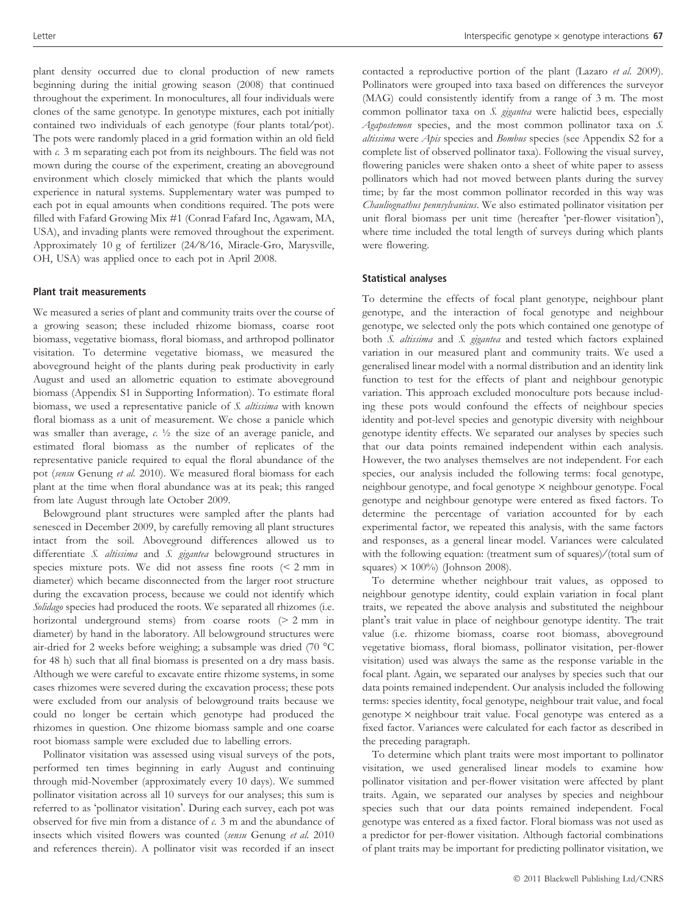plant density occurred due to clonal production of new ramets beginning during the initial growing season (2008) that continued throughout the experiment. In monocultures, all four individuals were clones of the same genotype. In genotype mixtures, each pot initially contained two individuals of each genotype (four plants total/pot). The pots were randomly placed in a grid formation within an old field with *c.* 3 m separating each pot from its neighbours. The field was not mown during the course of the experiment, creating an aboveground environment which closely mimicked that which the plants would experience in natural systems. Supplementary water was pumped to each pot in equal amounts when conditions required. The pots were filled with Fafard Growing Mix #1 (Conrad Fafard Inc, Agawam, MA, USA), and invading plants were removed throughout the experiment. Approximately 10 g of fertilizer (24/8/16, Miracle-Gro, Marysville, OH, USA) was applied once to each pot in April 2008.

### Plant trait measurements

We measured a series of plant and community traits over the course of a growing season; these included rhizome biomass, coarse root biomass, vegetative biomass, floral biomass, and arthropod pollinator visitation. To determine vegetative biomass, we measured the aboveground height of the plants during peak productivity in early August and used an allometric equation to estimate aboveground biomass (Appendix S1 in Supporting Information). To estimate floral biomass, we used a representative panicle of *S. altissima* with known floral biomass as a unit of measurement. We chose a panicle which was smaller than average, *c.* ½ the size of an average panicle, and estimated floral biomass as the number of replicates of the representative panicle required to equal the floral abundance of the pot (*sensu* Genung *et al.* 2010). We measured floral biomass for each plant at the time when floral abundance was at its peak; this ranged from late August through late October 2009.

Belowground plant structures were sampled after the plants had senesced in December 2009, by carefully removing all plant structures intact from the soil. Aboveground differences allowed us to differentiate *S. altissima* and *S. gigantea* belowground structures in species mixture pots. We did not assess fine roots (< 2 mm in diameter) which became disconnected from the larger root structure during the excavation process, because we could not identify which *Solidago* species had produced the roots. We separated all rhizomes (i.e. horizontal underground stems) from coarse roots (> 2 mm in diameter) by hand in the laboratory. All belowground structures were air-dried for 2 weeks before weighing; a subsample was dried (70 °C for 48 h) such that all final biomass is presented on a dry mass basis. Although we were careful to excavate entire rhizome systems, in some cases rhizomes were severed during the excavation process; these pots were excluded from our analysis of belowground traits because we could no longer be certain which genotype had produced the rhizomes in question. One rhizome biomass sample and one coarse root biomass sample were excluded due to labelling errors.

Pollinator visitation was assessed using visual surveys of the pots, performed ten times beginning in early August and continuing through mid-November (approximately every 10 days). We summed pollinator visitation across all 10 surveys for our analyses; this sum is referred to as 'pollinator visitation'. During each survey, each pot was observed for five min from a distance of *c.* 3 m and the abundance of insects which visited flowers was counted (*sensu* Genung *et al.* 2010 and references therein). A pollinator visit was recorded if an insect contacted a reproductive portion of the plant (Lazaro *et al.* 2009). Pollinators were grouped into taxa based on differences the surveyor (MAG) could consistently identify from a range of 3 m. The most common pollinator taxa on *S. gigantea* were halictid bees, especially *Agapostemon* species, and the most common pollinator taxa on *S. altissima* were *Apis* species and *Bombus* species (see Appendix S2 for a complete list of observed pollinator taxa). Following the visual survey, flowering panicles were shaken onto a sheet of white paper to assess pollinators which had not moved between plants during the survey time; by far the most common pollinator recorded in this way was *Chauliognathus pennsylvanicus*. We also estimated pollinator visitation per unit floral biomass per unit time (hereafter 'per-flower visitation'), where time included the total length of surveys during which plants were flowering.

### Statistical analyses

To determine the effects of focal plant genotype, neighbour plant genotype, and the interaction of focal genotype and neighbour genotype, we selected only the pots which contained one genotype of both *S. altissima* and *S. gigantea* and tested which factors explained variation in our measured plant and community traits. We used a generalised linear model with a normal distribution and an identity link function to test for the effects of plant and neighbour genotypic variation. This approach excluded monoculture pots because including these pots would confound the effects of neighbour species identity and pot-level species and genotypic diversity with neighbour genotype identity effects. We separated our analyses by species such that our data points remained independent within each analysis. However, the two analyses themselves are not independent. For each species, our analysis included the following terms: focal genotype, neighbour genotype, and focal genotype × neighbour genotype. Focal genotype and neighbour genotype were entered as fixed factors. To determine the percentage of variation accounted for by each experimental factor, we repeated this analysis, with the same factors and responses, as a general linear model. Variances were calculated with the following equation: (treatment sum of squares)/(total sum of squares) × 100%) (Johnson 2008).

To determine whether neighbour trait values, as opposed to neighbour genotype identity, could explain variation in focal plant traits, we repeated the above analysis and substituted the neighbour plant's trait value in place of neighbour genotype identity. The trait value (i.e. rhizome biomass, coarse root biomass, aboveground vegetative biomass, floral biomass, pollinator visitation, per-flower visitation) used was always the same as the response variable in the focal plant. Again, we separated our analyses by species such that our data points remained independent. Our analysis included the following terms: species identity, focal genotype, neighbour trait value, and focal genotype × neighbour trait value. Focal genotype was entered as a fixed factor. Variances were calculated for each factor as described in the preceding paragraph.

To determine which plant traits were most important to pollinator visitation, we used generalised linear models to examine how pollinator visitation and per-flower visitation were affected by plant traits. Again, we separated our analyses by species and neighbour species such that our data points remained independent. Focal genotype was entered as a fixed factor. Floral biomass was not used as a predictor for per-flower visitation. Although factorial combinations of plant traits may be important for predicting pollinator visitation, we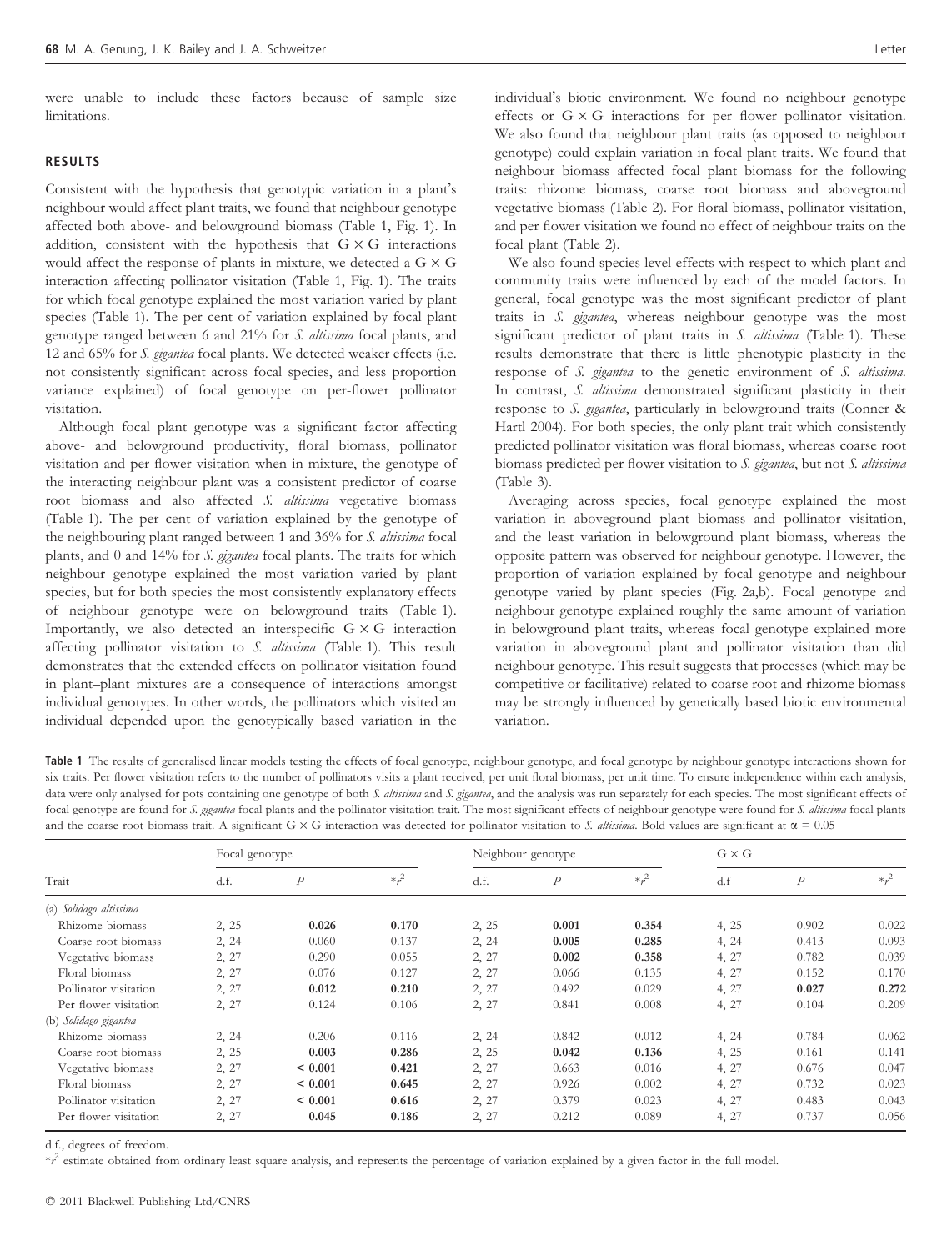were unable to include these factors because of sample size limitations.

## RESULTS

Consistent with the hypothesis that genotypic variation in a plant's neighbour would affect plant traits, we found that neighbour genotype affected both above- and belowground biomass (Table 1, Fig. 1). In addition, consistent with the hypothesis that G × G interactions would affect the response of plants in mixture, we detected a G × G interaction affecting pollinator visitation (Table 1, Fig. 1). The traits for which focal genotype explained the most variation varied by plant species (Table 1). The per cent of variation explained by focal plant genotype ranged between 6 and 21% for *S. altissima* focal plants, and 12 and 65% for *S. gigantea* focal plants. We detected weaker effects (i.e. not consistently significant across focal species, and less proportion variance explained) of focal genotype on per-flower pollinator visitation.

Although focal plant genotype was a significant factor affecting above- and belowground productivity, floral biomass, pollinator visitation and per-flower visitation when in mixture, the genotype of the interacting neighbour plant was a consistent predictor of coarse root biomass and also affected *S. altissima* vegetative biomass (Table 1). The per cent of variation explained by the genotype of the neighbouring plant ranged between 1 and 36% for *S. altissima* focal plants, and 0 and 14% for *S. gigantea* focal plants. The traits for which neighbour genotype explained the most variation varied by plant species, but for both species the most consistently explanatory effects of neighbour genotype were on belowground traits (Table 1). Importantly, we also detected an interspecific G × G interaction affecting pollinator visitation to *S. altissima* (Table 1). This result demonstrates that the extended effects on pollinator visitation found in plant–plant mixtures are a consequence of interactions amongst individual genotypes. In other words, the pollinators which visited an individual depended upon the genotypically based variation in the individual's biotic environment. We found no neighbour genotype effects or G × G interactions for per flower pollinator visitation. We also found that neighbour plant traits (as opposed to neighbour genotype) could explain variation in focal plant traits. We found that neighbour biomass affected focal plant biomass for the following traits: rhizome biomass, coarse root biomass and aboveground vegetative biomass (Table 2). For floral biomass, pollinator visitation, and per flower visitation we found no effect of neighbour traits on the focal plant (Table 2).

We also found species level effects with respect to which plant and community traits were influenced by each of the model factors. In general, focal genotype was the most significant predictor of plant traits in *S. gigantea*, whereas neighbour genotype was the most significant predictor of plant traits in *S. altissima* (Table 1). These results demonstrate that there is little phenotypic plasticity in the response of *S. gigantea* to the genetic environment of *S. altissima*. In contrast, *S. altissima* demonstrated significant plasticity in their response to *S. gigantea*, particularly in belowground traits (Conner & Hartl 2004). For both species, the only plant trait which consistently predicted pollinator visitation was floral biomass, whereas coarse root biomass predicted per flower visitation to *S. gigantea*, but not *S. altissima* (Table 3).

Averaging across species, focal genotype explained the most variation in aboveground plant biomass and pollinator visitation, and the least variation in belowground plant biomass, whereas the opposite pattern was observed for neighbour genotype. However, the proportion of variation explained by focal genotype and neighbour genotype varied by plant species (Fig. 2a,b). Focal genotype and neighbour genotype explained roughly the same amount of variation in belowground plant traits, whereas focal genotype explained more variation in aboveground plant and pollinator visitation than did neighbour genotype. This result suggests that processes (which may be competitive or facilitative) related to coarse root and rhizome biomass may be strongly influenced by genetically based biotic environmental variation.

**Table 1** The results of generalised linear models testing the effects of focal genotype, neighbour genotype, and focal genotype by neighbour genotype interactions shown for six traits. Per flower visitation refers to the number of pollinators visits a plant received, per unit floral biomass, per unit time. To ensure independence within each analysis, data were only analysed for pots containing one genotype of both *S. altissima* and *S. gigantea*, and the analysis was run separately for each species. The most significant effects of focal genotype are found for *S. gigantea* focal plants and the pollinator visitation trait. The most significant effects of neighbour genotype were found for *S. altissima* focal plants and the coarse root biomass trait. A significant G × G interaction was detected for pollinator visitation to *S. altissima*. Bold values are significant at $\alpha = 0.05$

| Trait | Focal genotype | | | Neighbour genotype | | | G × G | | |
|---|---|---|---|---|---|---|---|---|---|
| | d.f. | $P$ | $*r^2$ | d.f. | $P$ | $*r^2$ | d.f | $P$ | $*r^2$ |
| (a) *Solidago altissima* | | | | | | | | | |
| Rhizome biomass | 2, 25 | **0.026** | **0.170** | 2, 25 | **0.001** | **0.354** | 4, 25 | 0.902 | 0.022 |
| Coarse root biomass | 2, 24 | 0.060 | 0.137 | 2, 24 | **0.005** | **0.285** | 4, 24 | 0.413 | 0.093 |
| Vegetative biomass | 2, 27 | 0.290 | 0.055 | 2, 27 | **0.002** | **0.358** | 4, 27 | 0.782 | 0.039 |
| Floral biomass | 2, 27 | 0.076 | 0.127 | 2, 27 | 0.066 | 0.135 | 4, 27 | 0.152 | 0.170 |
| Pollinator visitation | 2, 27 | **0.012** | **0.210** | 2, 27 | 0.492 | 0.029 | 4, 27 | **0.027** | **0.272** |
| Per flower visitation | 2, 27 | 0.124 | 0.106 | 2, 27 | 0.841 | 0.008 | 4, 27 | 0.104 | 0.209 |
| (b) *Solidago gigantea* | | | | | | | | | |
| Rhizome biomass | 2, 24 | 0.206 | 0.116 | 2, 24 | 0.842 | 0.012 | 4, 24 | 0.784 | 0.062 |
| Coarse root biomass | 2, 25 | **0.003** | **0.286** | 2, 25 | **0.042** | **0.136** | 4, 25 | 0.161 | 0.141 |
| Vegetative biomass | 2, 27 | **< 0.001** | **0.421** | 2, 27 | 0.663 | 0.016 | 4, 27 | 0.676 | 0.047 |
| Floral biomass | 2, 27 | **< 0.001** | **0.645** | 2, 27 | 0.926 | 0.002 | 4, 27 | 0.732 | 0.023 |
| Pollinator visitation | 2, 27 | **< 0.001** | **0.616** | 2, 27 | 0.379 | 0.023 | 4, 27 | 0.483 | 0.043 |
| Per flower visitation | 2, 27 | **0.045** | **0.186** | 2, 27 | 0.212 | 0.089 | 4, 27 | 0.737 | 0.056 |

d.f., degrees of freedom.

$*r^2$ estimate obtained from ordinary least square analysis, and represents the percentage of variation explained by a given factor in the full model.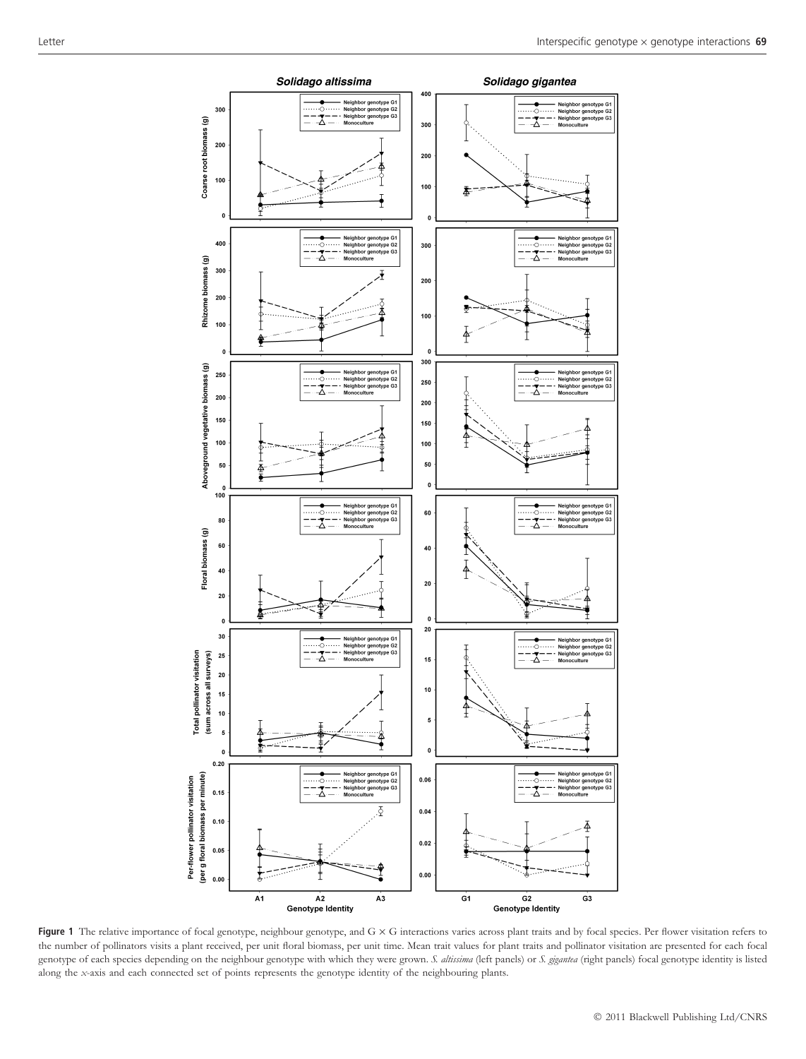Solidago altissima

Solidago gigantea

Coarse root biomass (g)

Rhizome biomass (g)

Aboveground vegetative biomass (g)

Floral biomass (g)

Total pollinator visitation (sum across all surveys)

Per-flower pollinator visitation (per g floral biomass per minute)

Neighbor genotype G1
Neighbor genotype G2
Neighbor genotype G3
Monoculture

A1 A2 A3

G1 G2 G3

Genotype Identity

**Figure 1** The relative importance of focal genotype, neighbour genotype, and G × G interactions varies across plant traits and by focal species. Per flower visitation refers to the number of pollinators visits a plant received, per unit floral biomass, per unit time. Mean trait values for plant traits and pollinator visitation are presented for each focal genotype of each species depending on the neighbour genotype with which they were grown. *S. altissima* (left panels) or *S. gigantea* (right panels) focal genotype identity is listed along the *x*-axis and each connected set of points represents the genotype identity of the neighbouring plants.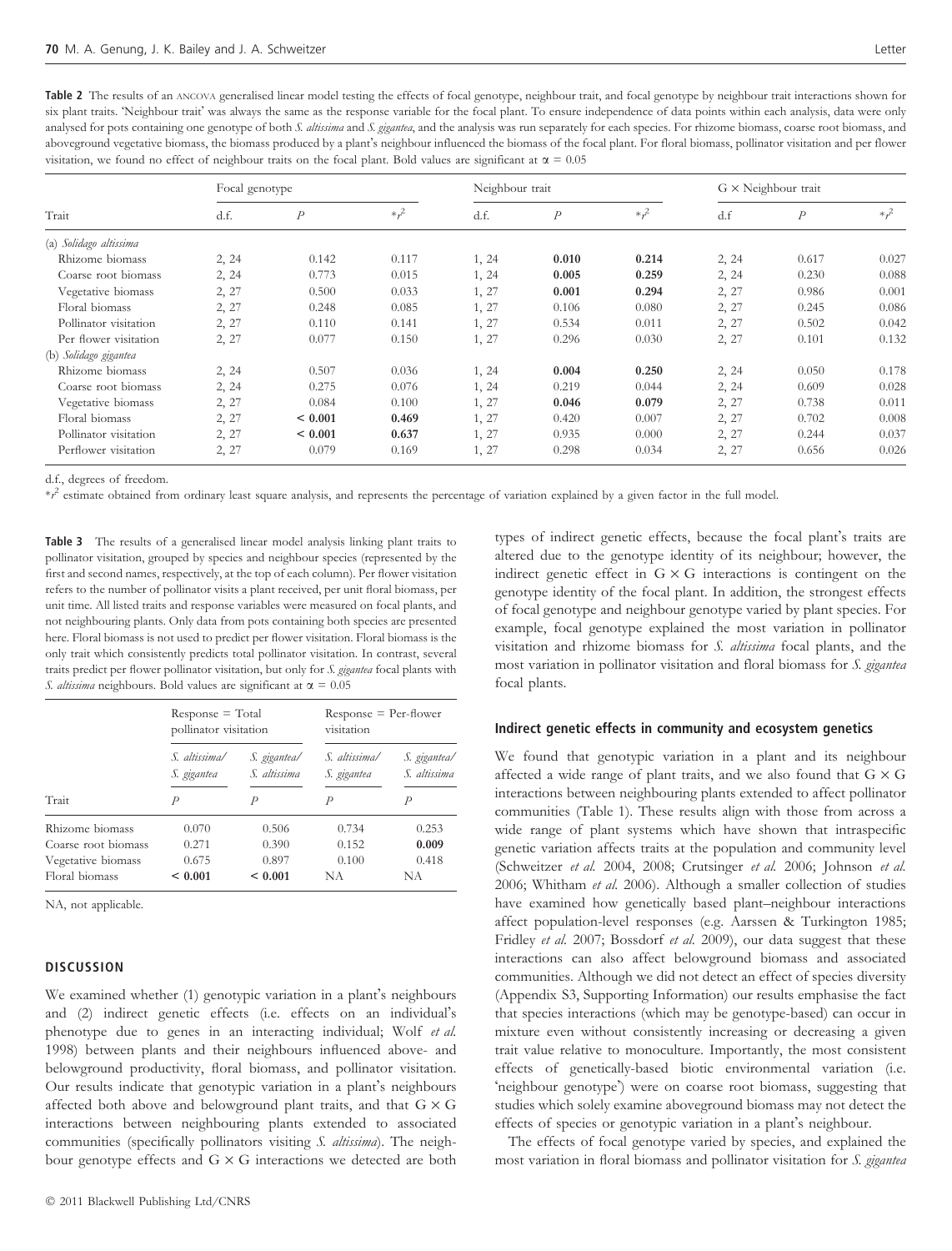**Table 2** The results of an ANCOVA generalised linear model testing the effects of focal genotype, neighbour trait, and focal genotype by neighbour trait interactions shown for six plant traits. 'Neighbour trait' was always the same as the response variable for the focal plant. To ensure independence of data points within each analysis, data were only analysed for pots containing one genotype of both *S. altissima* and *S. gigantea*, and the analysis was run separately for each species. For rhizome biomass, coarse root biomass, and aboveground vegetative biomass, the biomass produced by a plant's neighbour influenced the biomass of the focal plant. For floral biomass, pollinator visitation and per flower visitation, we found no effect of neighbour traits on the focal plant. Bold values are significant at $\alpha = 0.05$

| Trait | Focal genotype | | | Neighbour trait | | | G × Neighbour trait | | |
|---|---|---|---|---|---|---|---|---|---|
| | d.f. | $P$ | $*r^2$ | d.f. | $P$ | $*r^2$ | d.f | $P$ | $*r^2$ |
| (a) *Solidago altissima* | | | | | | | | | |
| Rhizome biomass | 2, 24 | 0.142 | 0.117 | 1, 24 | **0.010** | **0.214** | 2, 24 | 0.617 | 0.027 |
| Coarse root biomass | 2, 24 | 0.773 | 0.015 | 1, 24 | **0.005** | **0.259** | 2, 24 | 0.230 | 0.088 |
| Vegetative biomass | 2, 27 | 0.500 | 0.033 | 1, 27 | **0.001** | **0.294** | 2, 27 | 0.986 | 0.001 |
| Floral biomass | 2, 27 | 0.248 | 0.085 | 1, 27 | 0.106 | 0.080 | 2, 27 | 0.245 | 0.086 |
| Pollinator visitation | 2, 27 | 0.110 | 0.141 | 1, 27 | 0.534 | 0.011 | 2, 27 | 0.502 | 0.042 |
| Per flower visitation | 2, 27 | 0.077 | 0.150 | 1, 27 | 0.296 | 0.030 | 2, 27 | 0.101 | 0.132 |
| (b) *Solidago gigantea* | | | | | | | | | |
| Rhizome biomass | 2, 24 | 0.507 | 0.036 | 1, 24 | **0.004** | **0.250** | 2, 24 | 0.050 | 0.178 |
| Coarse root biomass | 2, 24 | 0.275 | 0.076 | 1, 24 | 0.219 | 0.044 | 2, 24 | 0.609 | 0.028 |
| Vegetative biomass | 2, 27 | 0.084 | 0.100 | 1, 27 | **0.046** | **0.079** | 2, 27 | 0.738 | 0.011 |
| Floral biomass | 2, 27 | **< 0.001** | **0.469** | 1, 27 | 0.420 | 0.007 | 2, 27 | 0.702 | 0.008 |
| Pollinator visitation | 2, 27 | **< 0.001** | **0.637** | 1, 27 | 0.935 | 0.000 | 2, 27 | 0.244 | 0.037 |
| Perflower visitation | 2, 27 | 0.079 | 0.169 | 1, 27 | 0.298 | 0.034 | 2, 27 | 0.656 | 0.026 |

d.f., degrees of freedom.

$*r^2$ estimate obtained from ordinary least square analysis, and represents the percentage of variation explained by a given factor in the full model.

**Table 3** The results of a generalised linear model analysis linking plant traits to pollinator visitation, grouped by species and neighbour species (represented by the first and second names, respectively, at the top of each column). Per flower visitation refers to the number of pollinator visits a plant received, per unit floral biomass, per unit time. All listed traits and response variables were measured on focal plants, and not neighbouring plants. Only data from pots containing both species are presented here. Floral biomass is not used to predict per flower visitation. Floral biomass is the only trait which consistently predicts total pollinator visitation. In contrast, several traits predict per flower pollinator visitation, but only for *S. gigantea* focal plants with *S. altissima* neighbours. Bold values are significant at $\alpha = 0.05$

| Trait | Response = Total pollinator visitation | | Response = Per-flower visitation | |
|---|---|---|---|---|
| | *S. altissima/ S. gigantea* | *S. gigantea/ S. altissima* | *S. altissima/ S. gigantea* | *S. gigantea/ S. altissima* |
| | $P$ | $P$ | $P$ | $P$ |
| Rhizome biomass | 0.070 | 0.506 | 0.734 | 0.253 |
| Coarse root biomass | 0.271 | 0.390 | 0.152 | **0.009** |
| Vegetative biomass | 0.675 | 0.897 | 0.100 | 0.418 |
| Floral biomass | **< 0.001** | **< 0.001** | NA | NA |

NA, not applicable.

## DISCUSSION

We examined whether (1) genotypic variation in a plant's neighbours and (2) indirect genetic effects (i.e. effects on an individual's phenotype due to genes in an interacting individual; Wolf *et al.* 1998) between plants and their neighbours influenced above- and belowground productivity, floral biomass, and pollinator visitation. Our results indicate that genotypic variation in a plant's neighbours affected both above and belowground plant traits, and that G × G interactions between neighbouring plants extended to associated communities (specifically pollinators visiting *S. altissima*). The neighbour genotype effects and G × G interactions we detected are both types of indirect genetic effects, because the focal plant's traits are altered due to the genotype identity of its neighbour; however, the indirect genetic effect in G × G interactions is contingent on the genotype identity of the focal plant. In addition, the strongest effects of focal genotype and neighbour genotype varied by plant species. For example, focal genotype explained the most variation in pollinator visitation and rhizome biomass for *S. altissima* focal plants, and the most variation in pollinator visitation and floral biomass for *S. gigantea* focal plants.

### Indirect genetic effects in community and ecosystem genetics

We found that genotypic variation in a plant and its neighbour affected a wide range of plant traits, and we also found that G × G interactions between neighbouring plants extended to affect pollinator communities (Table 1). These results align with those from across a wide range of plant systems which have shown that intraspecific genetic variation affects traits at the population and community level (Schweitzer *et al.* 2004, 2008; Crutsinger *et al.* 2006; Johnson *et al.* 2006; Whitham *et al.* 2006). Although a smaller collection of studies have examined how genetically based plant–neighbour interactions affect population-level responses (e.g. Aarssen & Turkington 1985; Fridley *et al.* 2007; Bossdorf *et al.* 2009), our data suggest that these interactions can also affect belowground biomass and associated communities. Although we did not detect an effect of species diversity (Appendix S3, Supporting Information) our results emphasise the fact that species interactions (which may be genotype-based) can occur in mixture even without consistently increasing or decreasing a given trait value relative to monoculture. Importantly, the most consistent effects of genetically-based biotic environmental variation (i.e. 'neighbour genotype') were on coarse root biomass, suggesting that studies which solely examine aboveground biomass may not detect the effects of species or genotypic variation in a plant's neighbour.

The effects of focal genotype varied by species, and explained the most variation in floral biomass and pollinator visitation for *S. gigantea*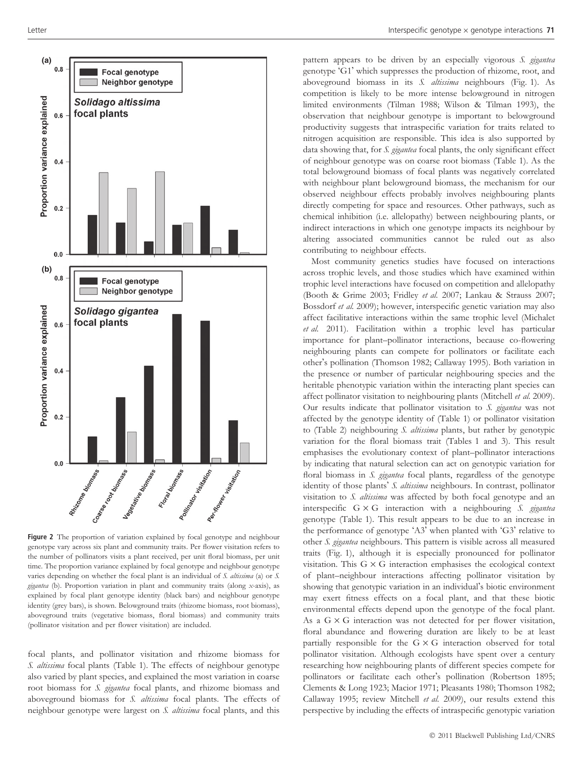(a)

0.8

Focal genotype

Neighbor genotype

Solidago altissima focal plants

Proportion variance explained

0.6

0.4

0.2

0.0

(b)

0.8

Focal genotype

Neighbor genotype

Solidago gigantea focal plants

Proportion variance explained

0.6

0.4

0.2

0.0

Rhizome biomass

Coarse root biomass

Vegetative biomass

Floral biomass

Pollinator visitation

Per-flower visitation

**Figure 2** The proportion of variation explained by focal genotype and neighbour genotype vary across six plant and community traits. Per flower visitation refers to the number of pollinators visits a plant received, per unit floral biomass, per unit time. The proportion variance explained by focal genotype and neighbour genotype varies depending on whether the focal plant is an individual of *S. altissima* (a) or *S. gigantea* (b). Proportion variation in plant and community traits (along *x*-axis), as explained by focal plant genotype identity (black bars) and neighbour genotype identity (grey bars), is shown. Belowground traits (rhizome biomass, root biomass), aboveground traits (vegetative biomass, floral biomass) and community traits (pollinator visitation and per flower visitation) are included.

focal plants, and pollinator visitation and rhizome biomass for *S. altissima* focal plants (Table 1). The effects of neighbour genotype also varied by plant species, and explained the most variation in coarse root biomass for *S. gigantea* focal plants, and rhizome biomass and aboveground biomass for *S. altissima* focal plants. The effects of neighbour genotype were largest on *S. altissima* focal plants, and this pattern appears to be driven by an especially vigorous *S. gigantea* genotype 'G1' which suppresses the production of rhizome, root, and aboveground biomass in its *S. altissima* neighbours (Fig. 1). As competition is likely to be more intense belowground in nitrogen limited environments (Tilman 1988; Wilson & Tilman 1993), the observation that neighbour genotype is important to belowground productivity suggests that intraspecific variation for traits related to nitrogen acquisition are responsible. This idea is also supported by data showing that, for *S. gigantea* focal plants, the only significant effect of neighbour genotype was on coarse root biomass (Table 1). As the total belowground biomass of focal plants was negatively correlated with neighbour plant belowground biomass, the mechanism for our observed neighbour effects probably involves neighbouring plants directly competing for space and resources. Other pathways, such as chemical inhibition (i.e. allelopathy) between neighbouring plants, or indirect interactions in which one genotype impacts its neighbour by altering associated communities cannot be ruled out as also contributing to neighbour effects.

Most community genetics studies have focused on interactions across trophic levels, and those studies which have examined within trophic level interactions have focused on competition and allelopathy (Booth & Grime 2003; Fridley *et al.* 2007; Lankau & Strauss 2007; Bossdorf *et al.* 2009); however, interspecific genetic variation may also affect facilitative interactions within the same trophic level (Michalet *et al.* 2011). Facilitation within a trophic level has particular importance for plant–pollinator interactions, because co-flowering neighbouring plants can compete for pollinators or facilitate each other's pollination (Thomson 1982; Callaway 1995). Both variation in the presence or number of particular neighbouring species and the heritable phenotypic variation within the interacting plant species can affect pollinator visitation to neighbouring plants (Mitchell *et al.* 2009). Our results indicate that pollinator visitation to *S. gigantea* was not affected by the genotype identity of (Table 1) or pollinator visitation to (Table 2) neighbouring *S. altissima* plants, but rather by genotypic variation for the floral biomass trait (Tables 1 and 3). This result emphasises the evolutionary context of plant–pollinator interactions by indicating that natural selection can act on genotypic variation for floral biomass in *S. gigantea* focal plants, regardless of the genotype identity of those plants' *S. altissima* neighbours. In contrast, pollinator visitation to *S. altissima* was affected by both focal genotype and an interspecific G × G interaction with a neighbouring *S. gigantea* genotype (Table 1). This result appears to be due to an increase in the performance of genotype 'A3' when planted with 'G3' relative to other *S. gigantea* neighbours. This pattern is visible across all measured traits (Fig. 1), although it is especially pronounced for pollinator visitation. This G × G interaction emphasises the ecological context of plant–neighbour interactions affecting pollinator visitation by showing that genotypic variation in an individual's biotic environment may exert fitness effects on a focal plant, and that these biotic environmental effects depend upon the genotype of the focal plant. As a G × G interaction was not detected for per flower visitation, floral abundance and flowering duration are likely to be at least partially responsible for the G × G interaction observed for total pollinator visitation. Although ecologists have spent over a century researching how neighbouring plants of different species compete for pollinators or facilitate each other's pollination (Robertson 1895; Clements & Long 1923; Macior 1971; Pleasants 1980; Thomson 1982; Callaway 1995; review Mitchell *et al.* 2009), our results extend this perspective by including the effects of intraspecific genotypic variation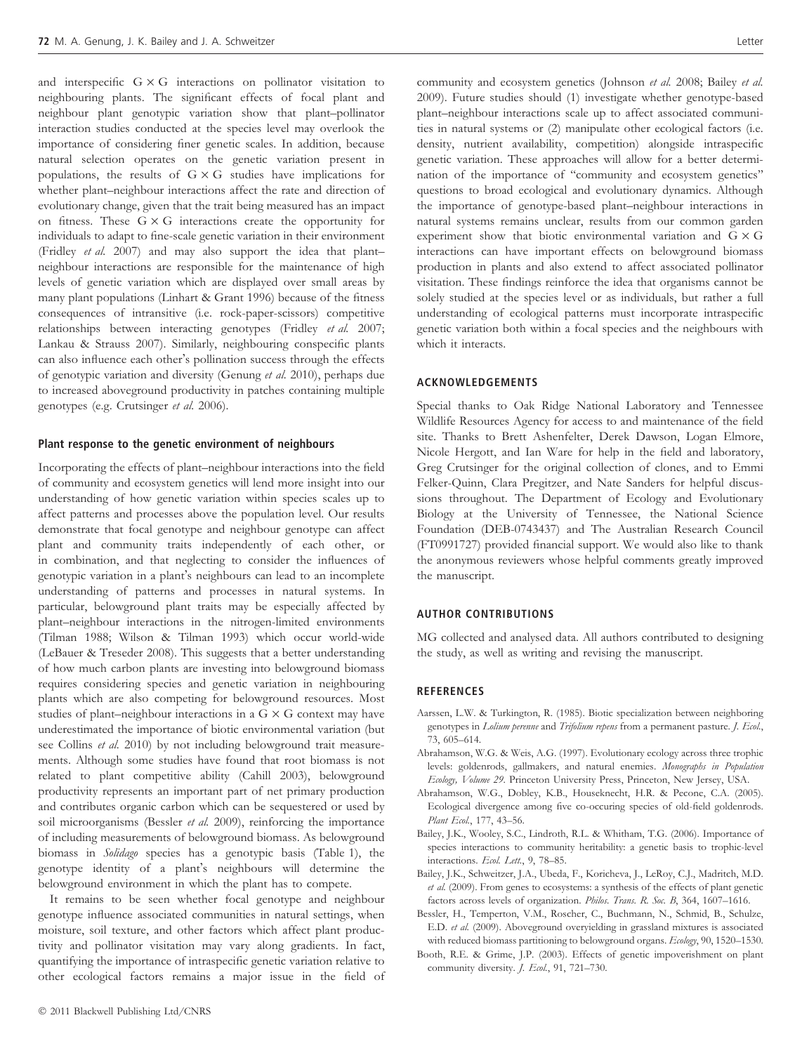and interspecific G × G interactions on pollinator visitation to neighbouring plants. The significant effects of focal plant and neighbour plant genotypic variation show that plant–pollinator interaction studies conducted at the species level may overlook the importance of considering finer genetic scales. In addition, because natural selection operates on the genetic variation present in populations, the results of G × G studies have implications for whether plant–neighbour interactions affect the rate and direction of evolutionary change, given that the trait being measured has an impact on fitness. These G × G interactions create the opportunity for individuals to adapt to fine-scale genetic variation in their environment (Fridley *et al.* 2007) and may also support the idea that plant–neighbour interactions are responsible for the maintenance of high levels of genetic variation which are displayed over small areas by many plant populations (Linhart & Grant 1996) because of the fitness consequences of intransitive (i.e. rock-paper-scissors) competitive relationships between interacting genotypes (Fridley *et al.* 2007; Lankau & Strauss 2007). Similarly, neighbouring conspecific plants can also influence each other's pollination success through the effects of genotypic variation and diversity (Genung *et al.* 2010), perhaps due to increased aboveground productivity in patches containing multiple genotypes (e.g. Crutsinger *et al.* 2006).

### Plant response to the genetic environment of neighbours

Incorporating the effects of plant–neighbour interactions into the field of community and ecosystem genetics will lend more insight into our understanding of how genetic variation within species scales up to affect patterns and processes above the population level. Our results demonstrate that focal genotype and neighbour genotype can affect plant and community traits independently of each other, or in combination, and that neglecting to consider the influences of genotypic variation in a plant's neighbours can lead to an incomplete understanding of patterns and processes in natural systems. In particular, belowground plant traits may be especially affected by plant–neighbour interactions in the nitrogen-limited environments (Tilman 1988; Wilson & Tilman 1993) which occur world-wide (LeBauer & Treseder 2008). This suggests that a better understanding of how much carbon plants are investing into belowground biomass requires considering species and genetic variation in neighbouring plants which are also competing for belowground resources. Most studies of plant–neighbour interactions in a G × G context may have underestimated the importance of biotic environmental variation (but see Collins *et al.* 2010) by not including belowground trait measurements. Although some studies have found that root biomass is not related to plant competitive ability (Cahill 2003), belowground productivity represents an important part of net primary production and contributes organic carbon which can be sequestered or used by soil microorganisms (Bessler *et al.* 2009), reinforcing the importance of including measurements of belowground biomass. As belowground biomass in *Solidago* species has a genotypic basis (Table 1), the genotype identity of a plant's neighbours will determine the belowground environment in which the plant has to compete.

It remains to be seen whether focal genotype and neighbour genotype influence associated communities in natural settings, when moisture, soil texture, and other factors which affect plant productivity and pollinator visitation may vary along gradients. In fact, quantifying the importance of intraspecific genetic variation relative to other ecological factors remains a major issue in the field of community and ecosystem genetics (Johnson *et al.* 2008; Bailey *et al.* 2009). Future studies should (1) investigate whether genotype-based plant–neighbour interactions scale up to affect associated communities in natural systems or (2) manipulate other ecological factors (i.e. density, nutrient availability, competition) alongside intraspecific genetic variation. These approaches will allow for a better determination of the importance of "community and ecosystem genetics" questions to broad ecological and evolutionary dynamics. Although the importance of genotype-based plant–neighbour interactions in natural systems remains unclear, results from our common garden experiment show that biotic environmental variation and G × G interactions can have important effects on belowground biomass production in plants and also extend to affect associated pollinator visitation. These findings reinforce the idea that organisms cannot be solely studied at the species level or as individuals, but rather a full understanding of ecological patterns must incorporate intraspecific genetic variation both within a focal species and the neighbours with which it interacts.

## ACKNOWLEDGEMENTS

Special thanks to Oak Ridge National Laboratory and Tennessee Wildlife Resources Agency for access to and maintenance of the field site. Thanks to Brett Ashenfelter, Derek Dawson, Logan Elmore, Nicole Hergott, and Ian Ware for help in the field and laboratory, Greg Crutsinger for the original collection of clones, and to Emmi Felker-Quinn, Clara Pregitzer, and Nate Sanders for helpful discussions throughout. The Department of Ecology and Evolutionary Biology at the University of Tennessee, the National Science Foundation (DEB-0743437) and The Australian Research Council (FT0991727) provided financial support. We would also like to thank the anonymous reviewers whose helpful comments greatly improved the manuscript.

## AUTHOR CONTRIBUTIONS

MG collected and analysed data. All authors contributed to designing the study, as well as writing and revising the manuscript.

## REFERENCES

Aarssen, L.W. & Turkington, R. (1985). Biotic specialization between neighboring genotypes in *Lolium perenne* and *Trifolium repens* from a permanent pasture. *J. Ecol.*, 73, 605–614.

Abrahamson, W.G. & Weis, A.G. (1997). Evolutionary ecology across three trophic levels: goldenrods, gallmakers, and natural enemies. *Monographs in Population Ecology, Volume 29*. Princeton University Press, Princeton, New Jersey, USA.

Abrahamson, W.G., Dobley, K.B., Houseknecht, H.R. & Pecone, C.A. (2005). Ecological divergence among five co-occuring species of old-field goldenrods. *Plant Ecol.*, 177, 43–56.

Bailey, J.K., Wooley, S.C., Lindroth, R.L. & Whitham, T.G. (2006). Importance of species interactions to community heritability: a genetic basis to trophic-level interactions. *Ecol. Lett.*, 9, 78–85.

Bailey, J.K., Schweitzer, J.A., Ubeda, F., Koricheva, J., LeRoy, C.J., Madritch, M.D. *et al.* (2009). From genes to ecosystems: a synthesis of the effects of plant genetic factors across levels of organization. *Philos. Trans. R. Soc. B*, 364, 1607–1616.

Bessler, H., Temperton, V.M., Roscher, C., Buchmann, N., Schmid, B., Schulze, E.D. *et al.* (2009). Aboveground overyielding in grassland mixtures is associated with reduced biomass partitioning to belowground organs. *Ecology*, 90, 1520–1530.

Booth, R.E. & Grime, J.P. (2003). Effects of genetic impoverishment on plant community diversity. *J. Ecol.*, 91, 721–730.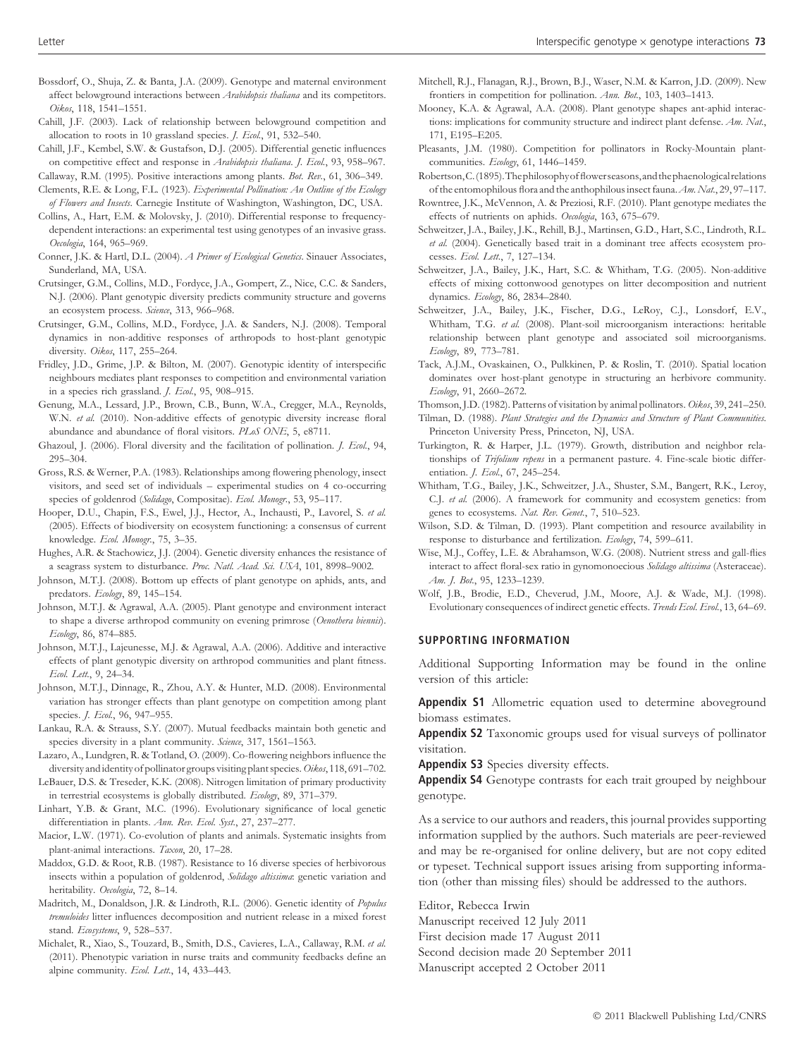Bossdorf, O., Shuja, Z. & Banta, J.A. (2009). Genotype and maternal environment affect belowground interactions between *Arabidopsis thaliana* and its competitors. *Oikos*, 118, 1541–1551.

Cahill, J.F. (2003). Lack of relationship between belowground competition and allocation to roots in 10 grassland species. *J. Ecol.*, 91, 532–540.

Cahill, J.F., Kembel, S.W. & Gustafson, D.J. (2005). Differential genetic influences on competitive effect and response in *Arabidopsis thaliana*. *J. Ecol.*, 93, 958–967.

Callaway, R.M. (1995). Positive interactions among plants. *Bot. Rev.*, 61, 306–349.

Clements, R.E. & Long, F.L. (1923). *Experimental Pollination: An Outline of the Ecology of Flowers and Insects*. Carnegie Institute of Washington, Washington, DC, USA.

Collins, A., Hart, E.M. & Molovsky, J. (2010). Differential response to frequency-dependent interactions: an experimental test using genotypes of an invasive grass. *Oecologia*, 164, 965–969.

Conner, J.K. & Hartl, D.L. (2004). *A Primer of Ecological Genetics*. Sinauer Associates, Sunderland, MA, USA.

Crutsinger, G.M., Collins, M.D., Fordyce, J.A., Gompert, Z., Nice, C.C. & Sanders, N.J. (2006). Plant genotypic diversity predicts community structure and governs an ecosystem process. *Science*, 313, 966–968.

Crutsinger, G.M., Collins, M.D., Fordyce, J.A. & Sanders, N.J. (2008). Temporal dynamics in non-additive responses of arthropods to host-plant genotypic diversity. *Oikos*, 117, 255–264.

Fridley, J.D., Grime, J.P. & Bilton, M. (2007). Genotypic identity of interspecific neighbours mediates plant responses to competition and environmental variation in a species rich grassland. *J. Ecol.*, 95, 908–915.

Genung, M.A., Lessard, J.P., Brown, C.B., Bunn, W.A., Cregger, M.A., Reynolds, W.N. *et al.* (2010). Non-additive effects of genotypic diversity increase floral abundance and abundance of floral visitors. *PLoS ONE*, 5, e8711.

Ghazoul, J. (2006). Floral diversity and the facilitation of pollination. *J. Ecol.*, 94, 295–304.

Gross, R.S. & Werner, P.A. (1983). Relationships among flowering phenology, insect visitors, and seed set of individuals – experimental studies on 4 co-occurring species of goldenrod (*Solidago*, Compositae). *Ecol. Monogr.*, 53, 95–117.

Hooper, D.U., Chapin, F.S., Ewel, J.J., Hector, A., Inchausti, P., Lavorel, S. *et al.* (2005). Effects of biodiversity on ecosystem functioning: a consensus of current knowledge. *Ecol. Monogr.*, 75, 3–35.

Hughes, A.R. & Stachowicz, J.J. (2004). Genetic diversity enhances the resistance of a seagrass system to disturbance. *Proc. Natl. Acad. Sci. USA*, 101, 8998–9002.

Johnson, M.T.J. (2008). Bottom up effects of plant genotype on aphids, ants, and predators. *Ecology*, 89, 145–154.

Johnson, M.T.J. & Agrawal, A.A. (2005). Plant genotype and environment interact to shape a diverse arthropod community on evening primrose (*Oenothera biennis*). *Ecology*, 86, 874–885.

Johnson, M.T.J., Lajeunesse, M.J. & Agrawal, A.A. (2006). Additive and interactive effects of plant genotypic diversity on arthropod communities and plant fitness. *Ecol. Lett.*, 9, 24–34.

Johnson, M.T.J., Dinnage, R., Zhou, A.Y. & Hunter, M.D. (2008). Environmental variation has stronger effects than plant genotype on competition among plant species. *J. Ecol.*, 96, 947–955.

Lankau, R.A. & Strauss, S.Y. (2007). Mutual feedbacks maintain both genetic and species diversity in a plant community. *Science*, 317, 1561–1563.

Lazaro, A., Lundgren, R. & Totland, O. (2009). Co-flowering neighbors influence the diversity and identity of pollinator groups visiting plant species. *Oikos*, 118, 691–702.

LeBauer, D.S. & Treseder, K.K. (2008). Nitrogen limitation of primary productivity in terrestrial ecosystems is globally distributed. *Ecology*, 89, 371–379.

Linhart, Y.B. & Grant, M.C. (1996). Evolutionary significance of local genetic differentiation in plants. *Ann. Rev. Ecol. Syst.*, 27, 237–277.

Macior, L.W. (1971). Co-evolution of plants and animals. Systematic insights from plant-animal interactions. *Taxon*, 20, 17–28.

Maddox, G.D. & Root, R.B. (1987). Resistance to 16 diverse species of herbivorous insects within a population of goldenrod, *Solidago altissima*: genetic variation and heritability. *Oecologia*, 72, 8–14.

Madritch, M., Donaldson, J.R. & Lindroth, R.L. (2006). Genetic identity of *Populus tremuloides* litter influences decomposition and nutrient release in a mixed forest stand. *Ecosystems*, 9, 528–537.

Michalet, R., Xiao, S., Touzard, B., Smith, D.S., Cavieres, L.A., Callaway, R.M. *et al.* (2011). Phenotypic variation in nurse traits and community feedbacks define an alpine community. *Ecol. Lett.*, 14, 433–443.

Mitchell, R.J., Flanagan, R.J., Brown, B.J., Waser, N.M. & Karron, J.D. (2009). New frontiers in competition for pollination. *Ann. Bot.*, 103, 1403–1413.

Mooney, K.A. & Agrawal, A.A. (2008). Plant genotype shapes ant-aphid interactions: implications for community structure and indirect plant defense. *Am. Nat.*, 171, E195–E205.

Pleasants, J.M. (1980). Competition for pollinators in Rocky-Mountain plant-communities. *Ecology*, 61, 1446–1459.

Robertson, C. (1895). The philosophy of flower seasons, and the phaenological relations of the entomophilous flora and the anthophilous insect fauna. *Am. Nat.*, 29, 97–117.

Rowntree, J.K., McVennon, A. & Preziosi, R.F. (2010). Plant genotype mediates the effects of nutrients on aphids. *Oecologia*, 163, 675–679.

Schweitzer, J.A., Bailey, J.K., Rehill, B.J., Martinsen, G.D., Hart, S.C., Lindroth, R.L. *et al.* (2004). Genetically based trait in a dominant tree affects ecosystem processes. *Ecol. Lett.*, 7, 127–134.

Schweitzer, J.A., Bailey, J.K., Hart, S.C. & Whitham, T.G. (2005). Non-additive effects of mixing cottonwood genotypes on litter decomposition and nutrient dynamics. *Ecology*, 86, 2834–2840.

Schweitzer, J.A., Bailey, J.K., Fischer, D.G., LeRoy, C.J., Lonsdorf, E.V., Whitham, T.G. *et al.* (2008). Plant-soil microorganism interactions: heritable relationship between plant genotype and associated soil microorganisms. *Ecology*, 89, 773–781.

Tack, A.J.M., Ovaskainen, O., Pulkkinen, P. & Roslin, T. (2010). Spatial location dominates over host-plant genotype in structuring an herbivore community. *Ecology*, 91, 2660–2672.

Thomson, J.D. (1982). Patterns of visitation by animal pollinators. *Oikos*, 39, 241–250.

Tilman, D. (1988). *Plant Strategies and the Dynamics and Structure of Plant Communities*. Princeton University Press, Princeton, NJ, USA.

Turkington, R. & Harper, J.L. (1979). Growth, distribution and neighbor relationships of *Trifolium repens* in a permanent pasture. 4. Fine-scale biotic differentiation. *J. Ecol.*, 67, 245–254.

Whitham, T.G., Bailey, J.K., Schweitzer, J.A., Shuster, S.M., Bangert, R.K., Leroy, C.J. *et al.* (2006). A framework for community and ecosystem genetics: from genes to ecosystems. *Nat. Rev. Genet.*, 7, 510–523.

Wilson, S.D. & Tilman, D. (1993). Plant competition and resource availability in response to disturbance and fertilization. *Ecology*, 74, 599–611.

Wise, M.J., Coffey, L.E. & Abrahamson, W.G. (2008). Nutrient stress and gall-flies interact to affect floral-sex ratio in gynomonoecious *Solidago altissima* (Asteraceae). *Am. J. Bot.*, 95, 1233–1239.

Wolf, J.B., Brodie, E.D., Cheverud, J.M., Moore, A.J. & Wade, M.J. (1998). Evolutionary consequences of indirect genetic effects. *Trends Ecol. Evol.*, 13, 64–69.

## SUPPORTING INFORMATION

Additional Supporting Information may be found in the online version of this article:

**Appendix S1** Allometric equation used to determine aboveground biomass estimates.

**Appendix S2** Taxonomic groups used for visual surveys of pollinator visitation.

**Appendix S3** Species diversity effects.

**Appendix S4** Genotype contrasts for each trait grouped by neighbour genotype.

As a service to our authors and readers, this journal provides supporting information supplied by the authors. Such materials are peer-reviewed and may be re-organised for online delivery, but are not copy edited or typeset. Technical support issues arising from supporting information (other than missing files) should be addressed to the authors.

Editor, Rebecca Irwin
Manuscript received 12 July 2011
First decision made 17 August 2011
Second decision made 20 September 2011
Manuscript accepted 2 October 2011